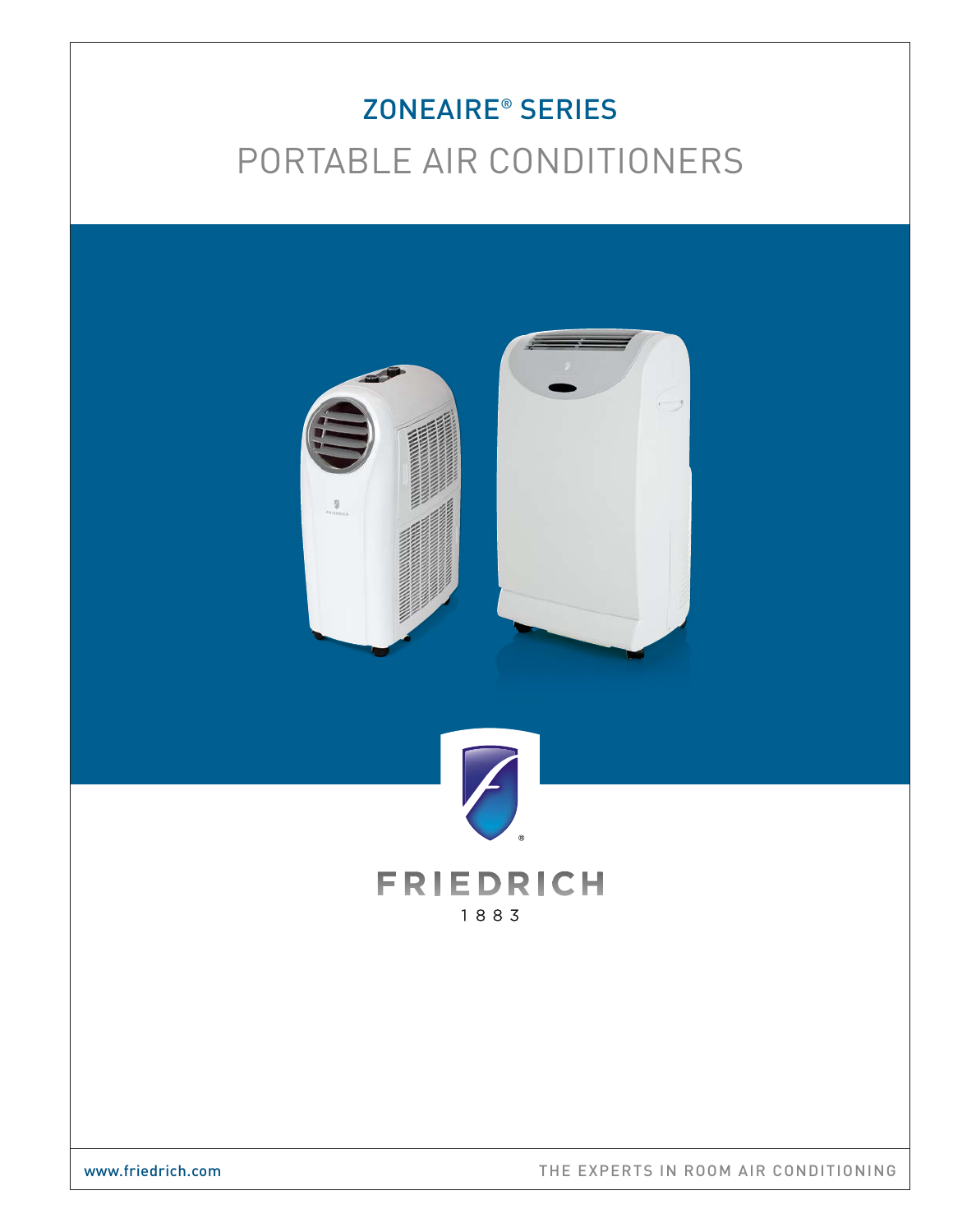# ZONEAIRE® SERIES

# PORTABLE AIR CONDITIONERS

FRIEDRICH

1883

www.friedrich.com

THE EXPERTS IN ROOM AIR CONDITIONING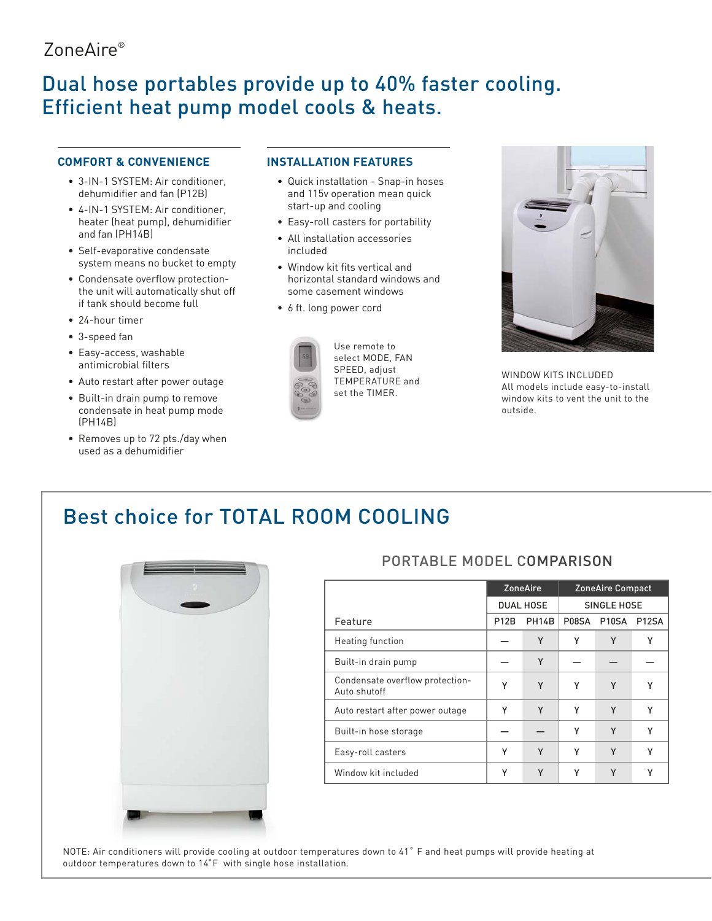ZoneAire®

# Dual hose portables provide up to 40% faster cooling. Efficient heat pump model cools & heats.

### COMFORT & CONVENIENCE

- 3-IN-1 SYSTEM: Air conditioner, dehumidifier and fan (P12B)
- 4-IN-1 SYSTEM: Air conditioner, heater (heat pump), dehumidifier and fan (PH14B)
- Self-evaporative condensate system means no bucket to empty
- Condensate overflow protection- the unit will automatically shut off if tank should become full
- 24-hour timer
- 3-speed fan
- Easy-access, washable antimicrobial filters
- Auto restart after power outage
- Built-in drain pump to remove condensate in heat pump mode (PH14B)
- Removes up to 72 pts./day when used as a dehumidifier

### INSTALLATION FEATURES

- Quick installation - Snap-in hoses and 115v operation mean quick start-up and cooling
- Easy-roll casters for portability
- All installation accessories included
- Window kit fits vertical and horizontal standard windows and some casement windows
- 6 ft. long power cord

Use remote to select MODE, FAN SPEED, adjust TEMPERATURE and set the TIMER.

WINDOW KITS INCLUDED
All models include easy-to-install window kits to vent the unit to the outside.

## Best choice for TOTAL ROOM COOLING

### PORTABLE MODEL COMPARISON

| | ZoneAire | | ZoneAire Compact | | |
|---|---|---|---|---|---|
| | DUAL HOSE | | SINGLE HOSE | | |
| Feature | P12B | PH14B | P08SA | P10SA | P12SA |
| Heating function | — | Y | Y | Y | Y |
| Built-in drain pump | — | Y | — | — | — |
| Condensate overflow protection-Auto shutoff | Y | Y | Y | Y | Y |
| Auto restart after power outage | Y | Y | Y | Y | Y |
| Built-in hose storage | — | — | Y | Y | Y |
| Easy-roll casters | Y | Y | Y | Y | Y |
| Window kit included | Y | Y | Y | Y | Y |

NOTE: Air conditioners will provide cooling at outdoor temperatures down to 41° F and heat pumps will provide heating at outdoor temperatures down to 14°F with single hose installation.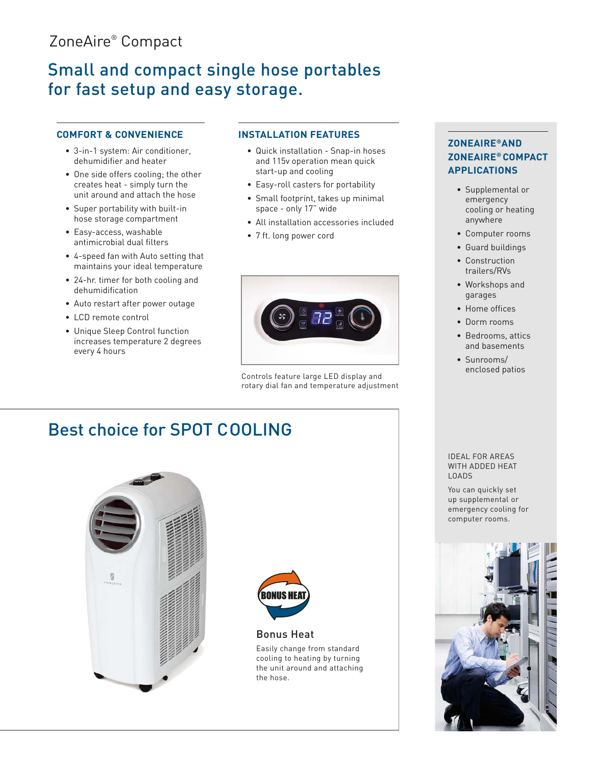ZoneAire® Compact

# Small and compact single hose portables for fast setup and easy storage.

### COMFORT & CONVENIENCE

- 3-in-1 system: Air conditioner, dehumidifier and heater
- One side offers cooling; the other creates heat - simply turn the unit around and attach the hose
- Super portability with built-in hose storage compartment
- Easy-access, washable antimicrobial dual filters
- 4-speed fan with Auto setting that maintains your ideal temperature
- 24-hr. timer for both cooling and dehumidification
- Auto restart after power outage
- LCD remote control
- Unique Sleep Control function increases temperature 2 degrees every 4 hours

### INSTALLATION FEATURES

- Quick installation - Snap-in hoses and 115v operation mean quick start-up and cooling
- Easy-roll casters for portability
- Small footprint, takes up minimal space - only 17" wide
- All installation accessories included
- 7 ft. long power cord

Controls feature large LED display and rotary dial fan and temperature adjustment

### ZONEAIRE® AND ZONEAIRE® COMPACT APPLICATIONS

- Supplemental or emergency cooling or heating anywhere
- Computer rooms
- Guard buildings
- Construction trailers/RVs
- Workshops and garages
- Home offices
- Dorm rooms
- Bedrooms, attics and basements
- Sunrooms/ enclosed patios

## Best choice for SPOT COOLING

BONUS HEAT

### Bonus Heat

Easily change from standard cooling to heating by turning the unit around and attaching the hose.

IDEAL FOR AREAS WITH ADDED HEAT LOADS

You can quickly set up supplemental or emergency cooling for computer rooms.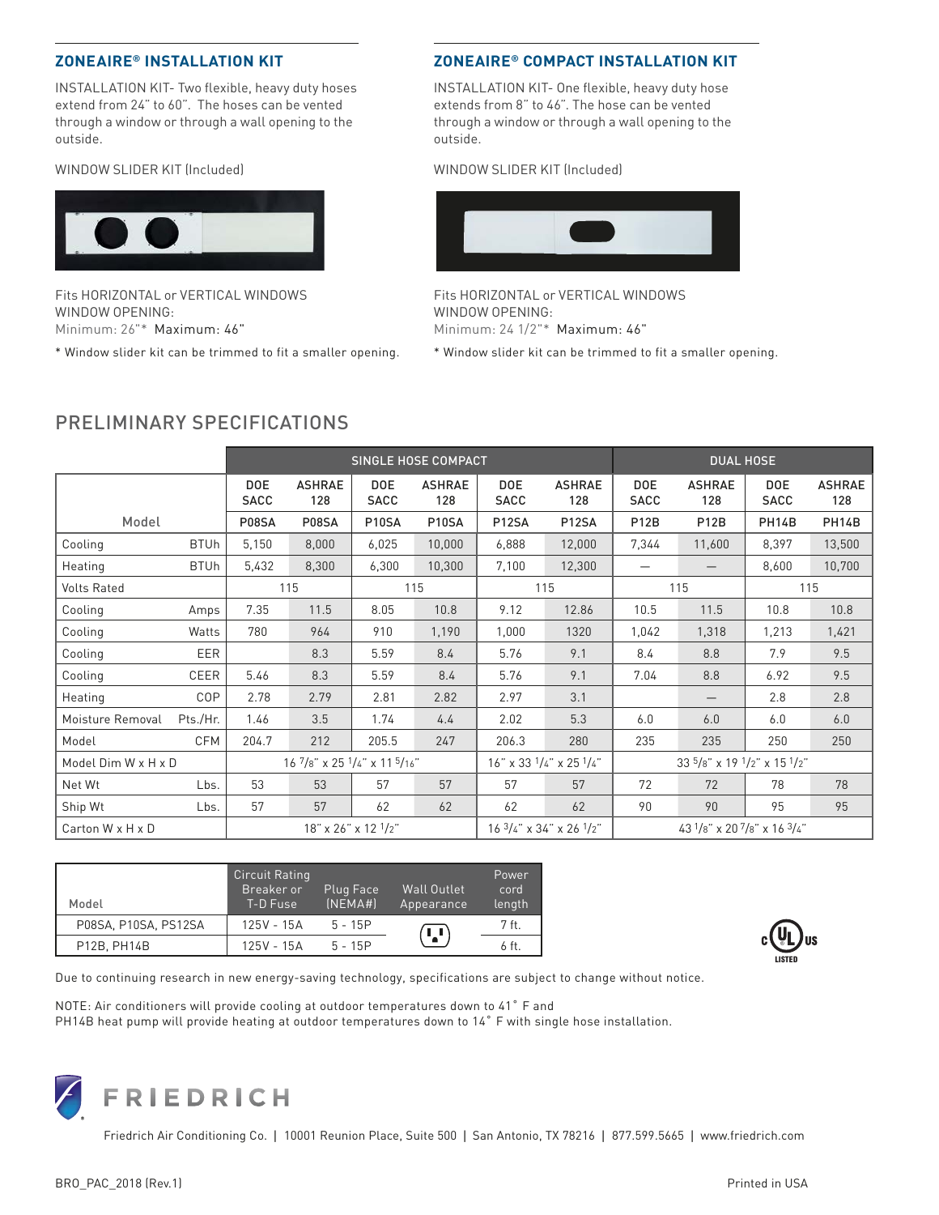## ZONEAIRE® INSTALLATION KIT

INSTALLATION KIT- Two flexible, heavy duty hoses extend from 24" to 60". The hoses can be vented through a window or through a wall opening to the outside.

WINDOW SLIDER KIT (Included)

Fits HORIZONTAL or VERTICAL WINDOWS
WINDOW OPENING:
Minimum: 26"* Maximum: 46"

* Window slider kit can be trimmed to fit a smaller opening.

## ZONEAIRE® COMPACT INSTALLATION KIT

INSTALLATION KIT- One flexible, heavy duty hose extends from 8" to 46". The hose can be vented through a window or through a wall opening to the outside.

WINDOW SLIDER KIT (Included)

Fits HORIZONTAL or VERTICAL WINDOWS
WINDOW OPENING:
Minimum: 24 1/2"* Maximum: 46"

* Window slider kit can be trimmed to fit a smaller opening.

# PRELIMINARY SPECIFICATIONS

| | | SINGLE HOSE COMPACT | | | | | | DUAL HOSE | | | |
|---|---|---|---|---|---|---|---|---|---|---|---|
| | | DOE SACC | ASHRAE 128 | DOE SACC | ASHRAE 128 | DOE SACC | ASHRAE 128 | DOE SACC | ASHRAE 128 | DOE SACC | ASHRAE 128 |
| Model | | P08SA | P08SA | P10SA | P10SA | P12SA | P12SA | P12B | P12B | PH14B | PH14B |
| Cooling | BTUh | 5,150 | 8,000 | 6,025 | 10,000 | 6,888 | 12,000 | 7,344 | 11,600 | 8,397 | 13,500 |
| Heating | BTUh | 5,432 | 8,300 | 6,300 | 10,300 | 7,100 | 12,300 | — | — | 8,600 | 10,700 |
| Volts Rated | | 115 | | 115 | | 115 | | 115 | | 115 | |
| Cooling | Amps | 7.35 | 11.5 | 8.05 | 10.8 | 9.12 | 12.86 | 10.5 | 11.5 | 10.8 | 10.8 |
| Cooling | Watts | 780 | 964 | 910 | 1,190 | 1,000 | 1320 | 1,042 | 1,318 | 1,213 | 1,421 |
| Cooling | EER | | 8.3 | 5.59 | 8.4 | 5.76 | 9.1 | 8.4 | 8.8 | 7.9 | 9.5 |
| Cooling | CEER | 5.46 | 8.3 | 5.59 | 8.4 | 5.76 | 9.1 | 7.04 | 8.8 | 6.92 | 9.5 |
| Heating | COP | 2.78 | 2.79 | 2.81 | 2.82 | 2.97 | 3.1 | | — | 2.8 | 2.8 |
| Moisture Removal | Pts./Hr. | 1.46 | 3.5 | 1.74 | 4.4 | 2.02 | 5.3 | 6.0 | 6.0 | 6.0 | 6.0 |
| Model | CFM | 204.7 | 212 | 205.5 | 247 | 206.3 | 280 | 235 | 235 | 250 | 250 |
| Model Dim W x H x D | | 16 7/8" x 25 1/4" x 11 5/16" | | | | 16" x 33 1/4" x 25 1/4" | | 33 5/8" x 19 1/2" x 15 1/2" | | | |
| Net Wt | Lbs. | 53 | 53 | 57 | 57 | 57 | 57 | 72 | 72 | 78 | 78 |
| Ship Wt | Lbs. | 57 | 57 | 62 | 62 | 62 | 62 | 90 | 90 | 95 | 95 |
| Carton W x H x D | | 18" x 26" x 12 1/2" | | | | 16 3/4" x 34" x 26 1/2" | | 43 1/8" x 20 7/8" x 16 3/4" | | | |

| Model | Circuit Rating Breaker or T-D Fuse | Plug Face (NEMA#) | Wall Outlet Appearance | Power cord length |
|---|---|---|---|---|
| P08SA, P10SA, PS12SA | 125V - 15A | 5 - 15P | | 7 ft. |
| P12B, PH14B | 125V - 15A | 5 - 15P | | 6 ft. |

c UL us LISTED

Due to continuing research in new energy-saving technology, specifications are subject to change without notice.

NOTE: Air conditioners will provide cooling at outdoor temperatures down to 41° F and
PH14B heat pump will provide heating at outdoor temperatures down to 14° F with single hose installation.

FRIEDRICH

Friedrich Air Conditioning Co. | 10001 Reunion Place, Suite 500 | San Antonio, TX 78216 | 877.599.5665 | www.friedrich.com

BRO_PAC_2018 (Rev.1)

Printed in USA